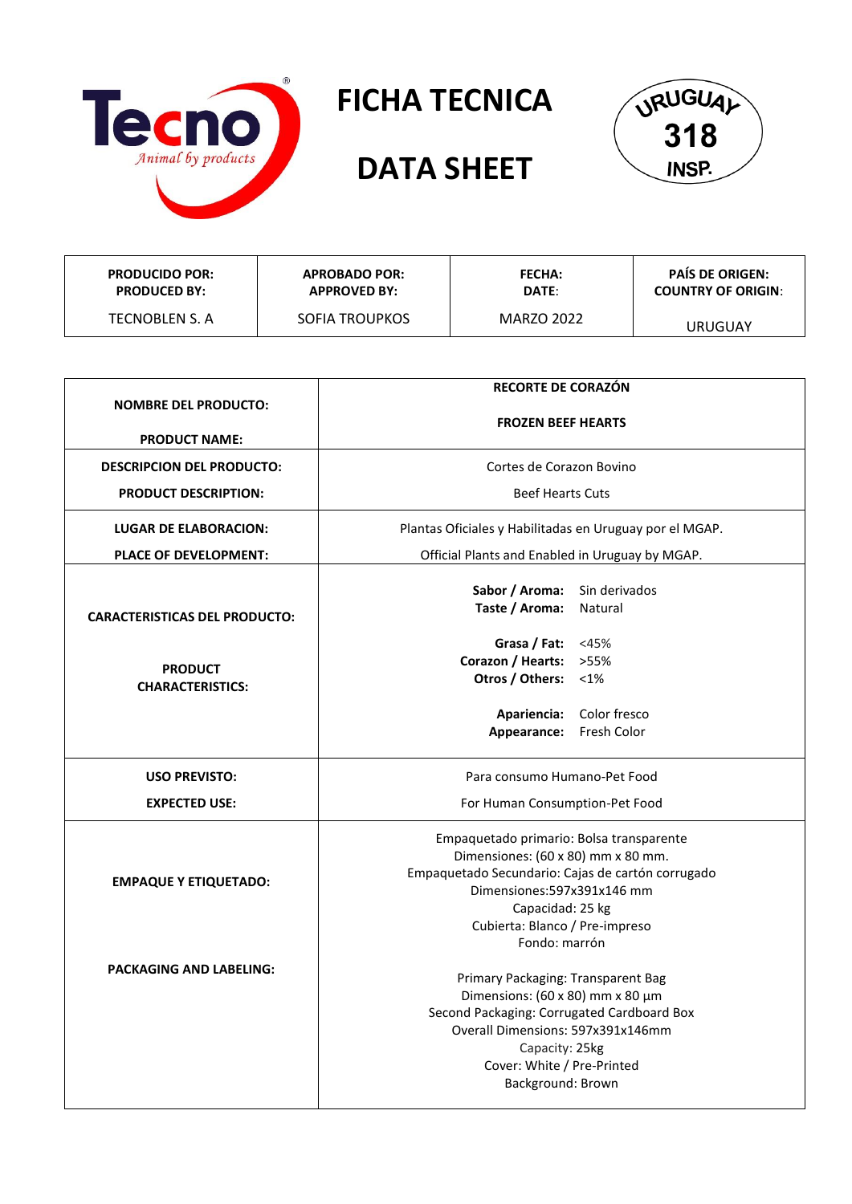Tecno®
*Animal by products*

# FICHA TECNICA

# DATA SHEET

URUGUAY
318
INSP.

| PRODUCIDO POR:<br>PRODUCED BY: | APROBADO POR:<br>APPROVED BY: | FECHA:<br>DATE: | PAÍS DE ORIGEN:<br>COUNTRY OF ORIGIN: |
|---|---|---|---|
| TECNOBLEN S. A | SOFIA TROUPKOS | MARZO 2022 | URUGUAY |

| | |
|---|---|
| **NOMBRE DEL PRODUCTO:**<br><br>**PRODUCT NAME:** | **RECORTE DE CORAZÓN**<br><br>**FROZEN BEEF HEARTS** |
| **DESCRIPCION DEL PRODUCTO:**<br><br>**PRODUCT DESCRIPTION:** | Cortes de Corazon Bovino<br><br>Beef Hearts Cuts |
| **LUGAR DE ELABORACION:**<br><br>**PLACE OF DEVELOPMENT:** | Plantas Oficiales y Habilitadas en Uruguay por el MGAP.<br><br>Official Plants and Enabled in Uruguay by MGAP. |
| **CARACTERISTICAS DEL PRODUCTO:**<br><br>**PRODUCT CHARACTERISTICS:** | **Sabor / Aroma:** Sin derivados<br>**Taste / Aroma:** Natural<br><br>**Grasa / Fat:** <45%<br>**Corazon / Hearts:** >55%<br>**Otros / Others:** <1%<br><br>**Apariencia:** Color fresco<br>**Appearance:** Fresh Color |
| **USO PREVISTO:**<br><br>**EXPECTED USE:** | Para consumo Humano-Pet Food<br><br>For Human Consumption-Pet Food |
| **EMPAQUE Y ETIQUETADO:**<br><br>**PACKAGING AND LABELING:** | Empaquetado primario: Bolsa transparente<br>Dimensiones: (60 x 80) mm x 80 mm.<br>Empaquetado Secundario: Cajas de cartón corrugado<br>Dimensiones:597x391x146 mm<br>Capacidad: 25 kg<br>Cubierta: Blanco / Pre-impreso<br>Fondo: marrón<br><br>Primary Packaging: Transparent Bag<br>Dimensions: (60 x 80) mm x 80 µm<br>Second Packaging: Corrugated Cardboard Box<br>Overall Dimensions: 597x391x146mm<br>Capacity: 25kg<br>Cover: White / Pre-Printed<br>Background: Brown |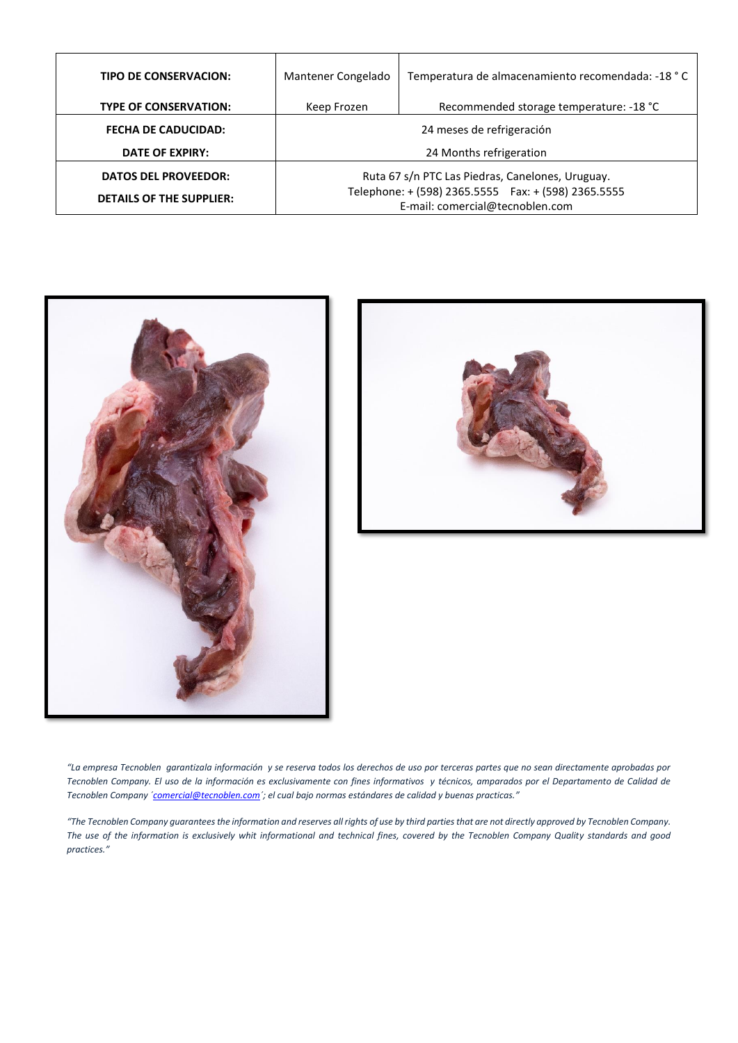| | | |
|---|---|---|
| **TIPO DE CONSERVACION:**<br><br>**TYPE OF CONSERVATION:** | Mantener Congelado<br><br>Keep Frozen | Temperatura de almacenamiento recomendada: -18 ° C<br><br>Recommended storage temperature: -18 °C |
| **FECHA DE CADUCIDAD:**<br><br>**DATE OF EXPIRY:** | 24 meses de refrigeración<br><br>24 Months refrigeration | |
| **DATOS DEL PROVEEDOR:**<br><br>**DETAILS OF THE SUPPLIER:** | Ruta 67 s/n PTC Las Piedras, Canelones, Uruguay.<br>Telephone: + (598) 2365.5555 Fax: + (598) 2365.5555<br>E-mail: comercial@tecnoblen.com | |

*"La empresa Tecnoblen garantizala información y se reserva todos los derechos de uso por terceras partes que no sean directamente aprobadas por Tecnoblen Company. El uso de la información es exclusivamente con fines informativos y técnicos, amparados por el Departamento de Calidad de Tecnoblen Company ´comercial@tecnoblen.com´; el cual bajo normas estándares de calidad y buenas practicas."*

*"The Tecnoblen Company guarantees the information and reserves all rights of use by third parties that are not directly approved by Tecnoblen Company. The use of the information is exclusively whit informational and technical fines, covered by the Tecnoblen Company Quality standards and good practices."*